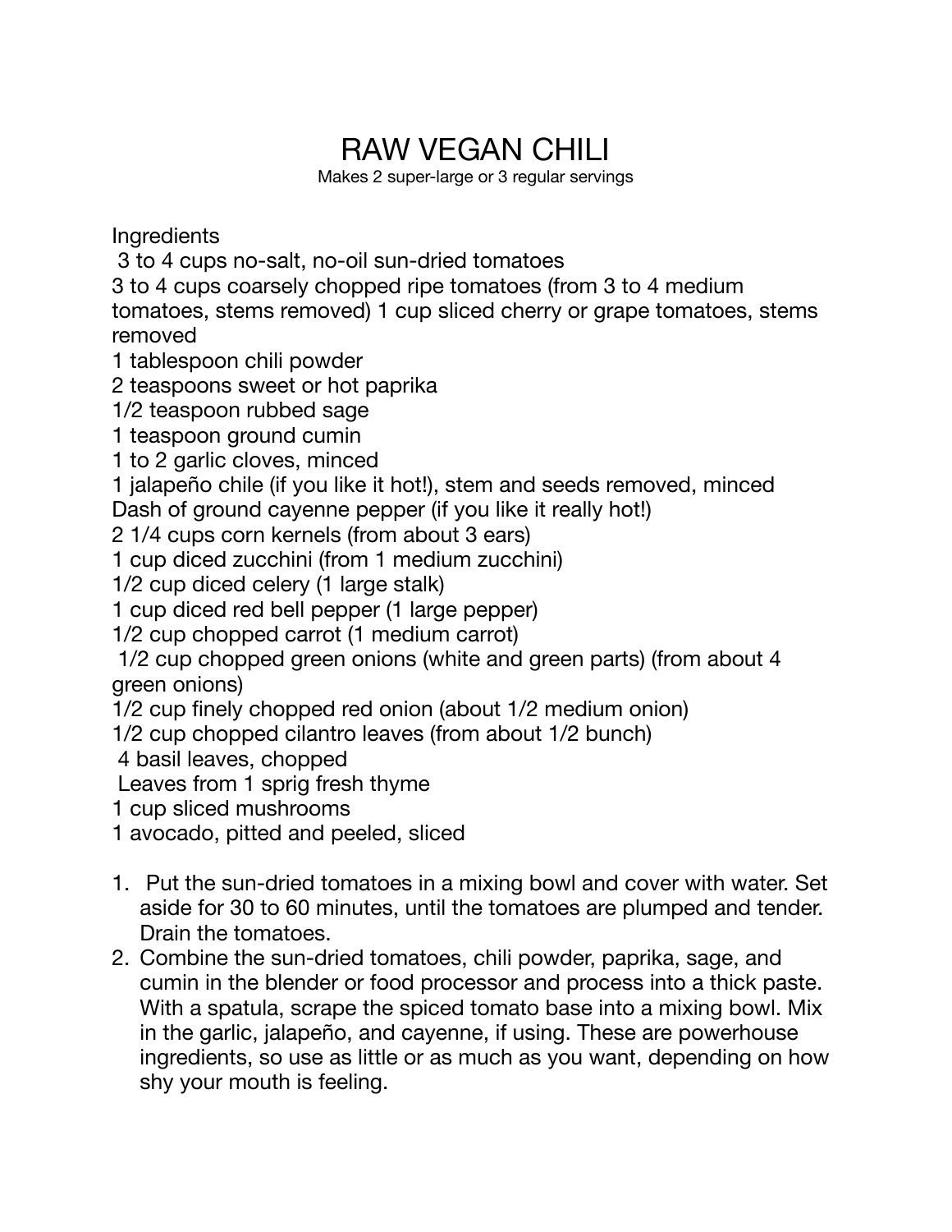# RAW VEGAN CHILI

Makes 2 super-large or 3 regular servings

Ingredients

- 3 to 4 cups no-salt, no-oil sun-dried tomatoes
- 3 to 4 cups coarsely chopped ripe tomatoes (from 3 to 4 medium tomatoes, stems removed) 1 cup sliced cherry or grape tomatoes, stems removed
- 1 tablespoon chili powder
- 2 teaspoons sweet or hot paprika
- 1/2 teaspoon rubbed sage
- 1 teaspoon ground cumin
- 1 to 2 garlic cloves, minced
- 1 jalapeño chile (if you like it hot!), stem and seeds removed, minced
- Dash of ground cayenne pepper (if you like it really hot!)
- 2 1/4 cups corn kernels (from about 3 ears)
- 1 cup diced zucchini (from 1 medium zucchini)
- 1/2 cup diced celery (1 large stalk)
- 1 cup diced red bell pepper (1 large pepper)
- 1/2 cup chopped carrot (1 medium carrot)
- 1/2 cup chopped green onions (white and green parts) (from about 4 green onions)
- 1/2 cup finely chopped red onion (about 1/2 medium onion)
- 1/2 cup chopped cilantro leaves (from about 1/2 bunch)
- 4 basil leaves, chopped
- Leaves from 1 sprig fresh thyme
- 1 cup sliced mushrooms
- 1 avocado, pitted and peeled, sliced

1. Put the sun-dried tomatoes in a mixing bowl and cover with water. Set aside for 30 to 60 minutes, until the tomatoes are plumped and tender. Drain the tomatoes.
2. Combine the sun-dried tomatoes, chili powder, paprika, sage, and cumin in the blender or food processor and process into a thick paste. With a spatula, scrape the spiced tomato base into a mixing bowl. Mix in the garlic, jalapeño, and cayenne, if using. These are powerhouse ingredients, so use as little or as much as you want, depending on how shy your mouth is feeling.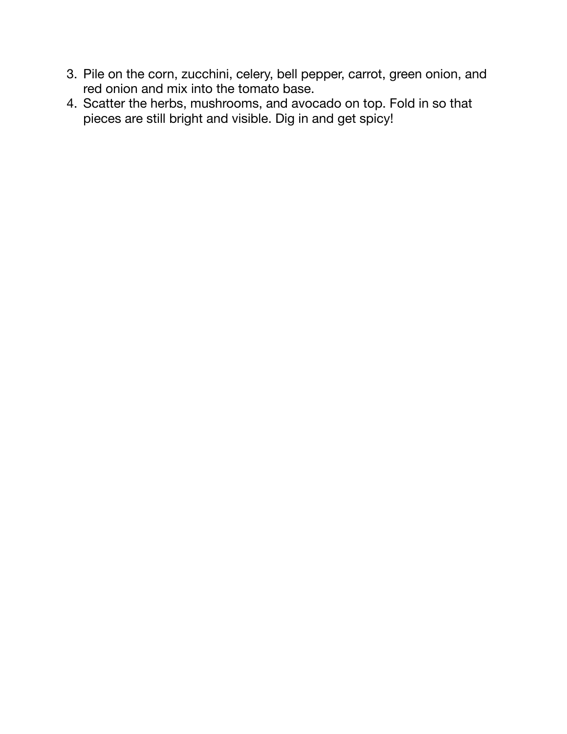3. Pile on the corn, zucchini, celery, bell pepper, carrot, green onion, and red onion and mix into the tomato base.
4. Scatter the herbs, mushrooms, and avocado on top. Fold in so that pieces are still bright and visible. Dig in and get spicy!